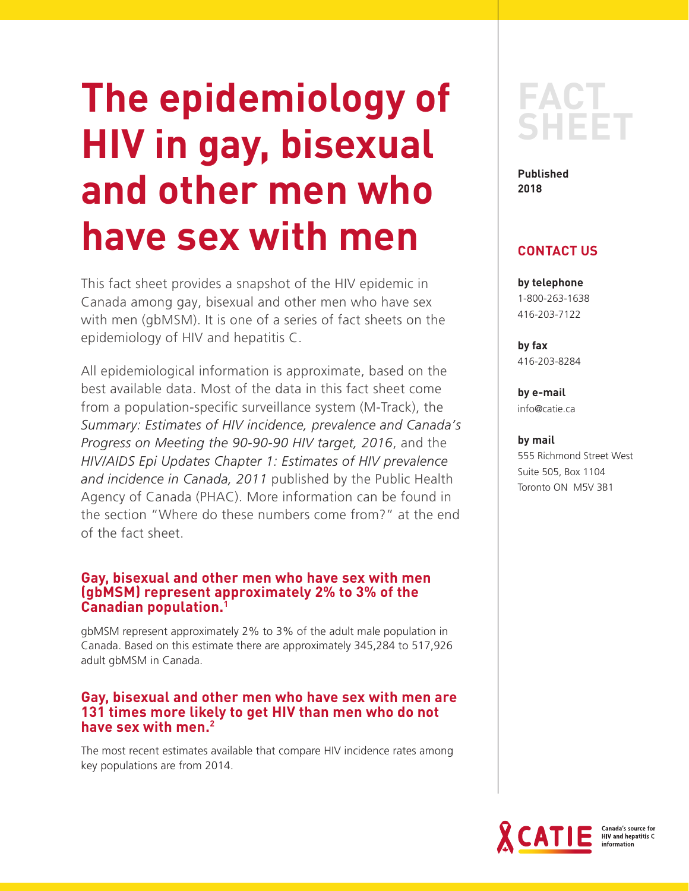# The epidemiology of HIV in gay, bisexual and other men who have sex with men

FACT SHEET

**Published 2018**

## CONTACT US

**by telephone**
1-800-263-1638
416-203-7122

**by fax**
416-203-8284

**by e-mail**
info@catie.ca

**by mail**
555 Richmond Street West
Suite 505, Box 1104
Toronto ON M5V 3B1

This fact sheet provides a snapshot of the HIV epidemic in Canada among gay, bisexual and other men who have sex with men (gbMSM). It is one of a series of fact sheets on the epidemiology of HIV and hepatitis C.

All epidemiological information is approximate, based on the best available data. Most of the data in this fact sheet come from a population-specific surveillance system (M-Track), the *Summary: Estimates of HIV incidence, prevalence and Canada's Progress on Meeting the 90-90-90 HIV target, 2016*, and the *HIV/AIDS Epi Updates Chapter 1: Estimates of HIV prevalence and incidence in Canada, 2011* published by the Public Health Agency of Canada (PHAC). More information can be found in the section "Where do these numbers come from?" at the end of the fact sheet.

### Gay, bisexual and other men who have sex with men (gbMSM) represent approximately 2% to 3% of the Canadian population.[1]

gbMSM represent approximately 2% to 3% of the adult male population in Canada. Based on this estimate there are approximately 345,284 to 517,926 adult gbMSM in Canada.

### Gay, bisexual and other men who have sex with men are 131 times more likely to get HIV than men who do not have sex with men.[2]

The most recent estimates available that compare HIV incidence rates among key populations are from 2014.

CATIE Canada's source for HIV and hepatitis C information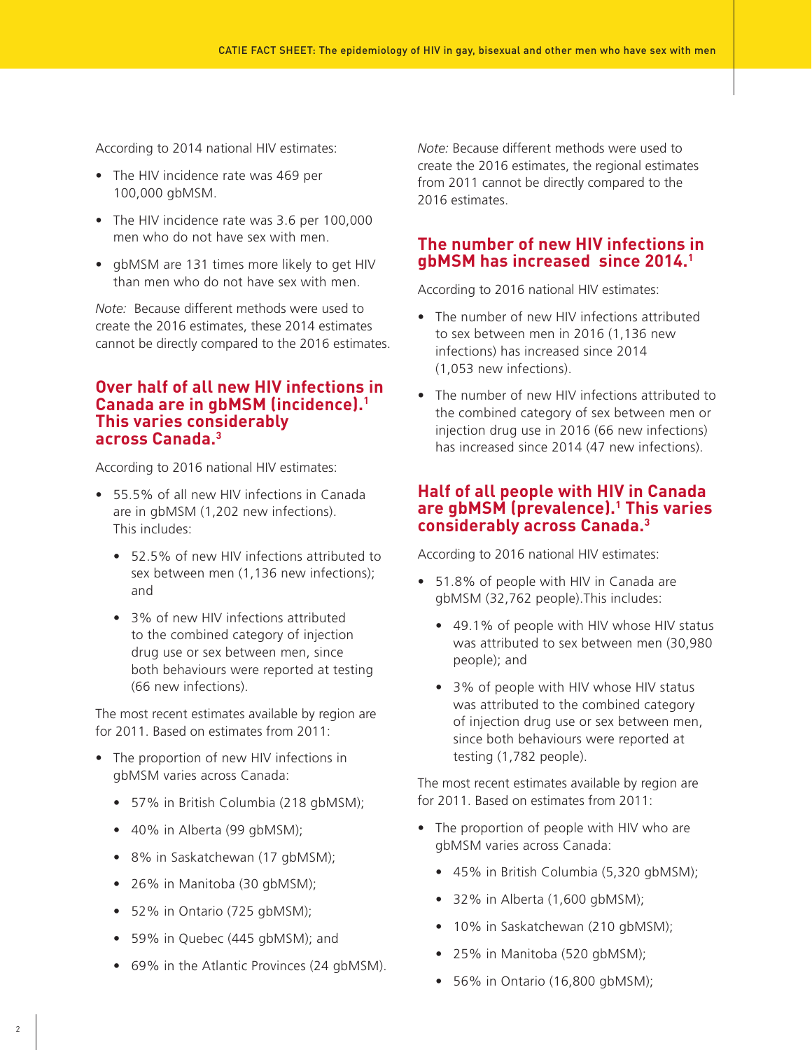According to 2014 national HIV estimates:

- The HIV incidence rate was 469 per 100,000 gbMSM.
- The HIV incidence rate was 3.6 per 100,000 men who do not have sex with men.
- gbMSM are 131 times more likely to get HIV than men who do not have sex with men.

*Note:* Because different methods were used to create the 2016 estimates, these 2014 estimates cannot be directly compared to the 2016 estimates.

## Over half of all new HIV infections in Canada are in gbMSM (incidence).[1] This varies considerably across Canada.[3]

According to 2016 national HIV estimates:

- 55.5% of all new HIV infections in Canada are in gbMSM (1,202 new infections). This includes:
  - 52.5% of new HIV infections attributed to sex between men (1,136 new infections); and
  - 3% of new HIV infections attributed to the combined category of injection drug use or sex between men, since both behaviours were reported at testing (66 new infections).

The most recent estimates available by region are for 2011. Based on estimates from 2011:

- The proportion of new HIV infections in gbMSM varies across Canada:
  - 57% in British Columbia (218 gbMSM);
  - 40% in Alberta (99 gbMSM);
  - 8% in Saskatchewan (17 gbMSM);
  - 26% in Manitoba (30 gbMSM);
  - 52% in Ontario (725 gbMSM);
  - 59% in Quebec (445 gbMSM); and
  - 69% in the Atlantic Provinces (24 gbMSM).

*Note:* Because different methods were used to create the 2016 estimates, the regional estimates from 2011 cannot be directly compared to the 2016 estimates.

## The number of new HIV infections in gbMSM has increased since 2014.[1]

According to 2016 national HIV estimates:

- The number of new HIV infections attributed to sex between men in 2016 (1,136 new infections) has increased since 2014 (1,053 new infections).
- The number of new HIV infections attributed to the combined category of sex between men or injection drug use in 2016 (66 new infections) has increased since 2014 (47 new infections).

## Half of all people with HIV in Canada are gbMSM (prevalence).[1] This varies considerably across Canada.[3]

According to 2016 national HIV estimates:

- 51.8% of people with HIV in Canada are gbMSM (32,762 people).This includes:
  - 49.1% of people with HIV whose HIV status was attributed to sex between men (30,980 people); and
  - 3% of people with HIV whose HIV status was attributed to the combined category of injection drug use or sex between men, since both behaviours were reported at testing (1,782 people).

The most recent estimates available by region are for 2011. Based on estimates from 2011:

- The proportion of people with HIV who are gbMSM varies across Canada:
  - 45% in British Columbia (5,320 gbMSM);
  - 32% in Alberta (1,600 gbMSM);
  - 10% in Saskatchewan (210 gbMSM);
  - 25% in Manitoba (520 gbMSM);
  - 56% in Ontario (16,800 gbMSM);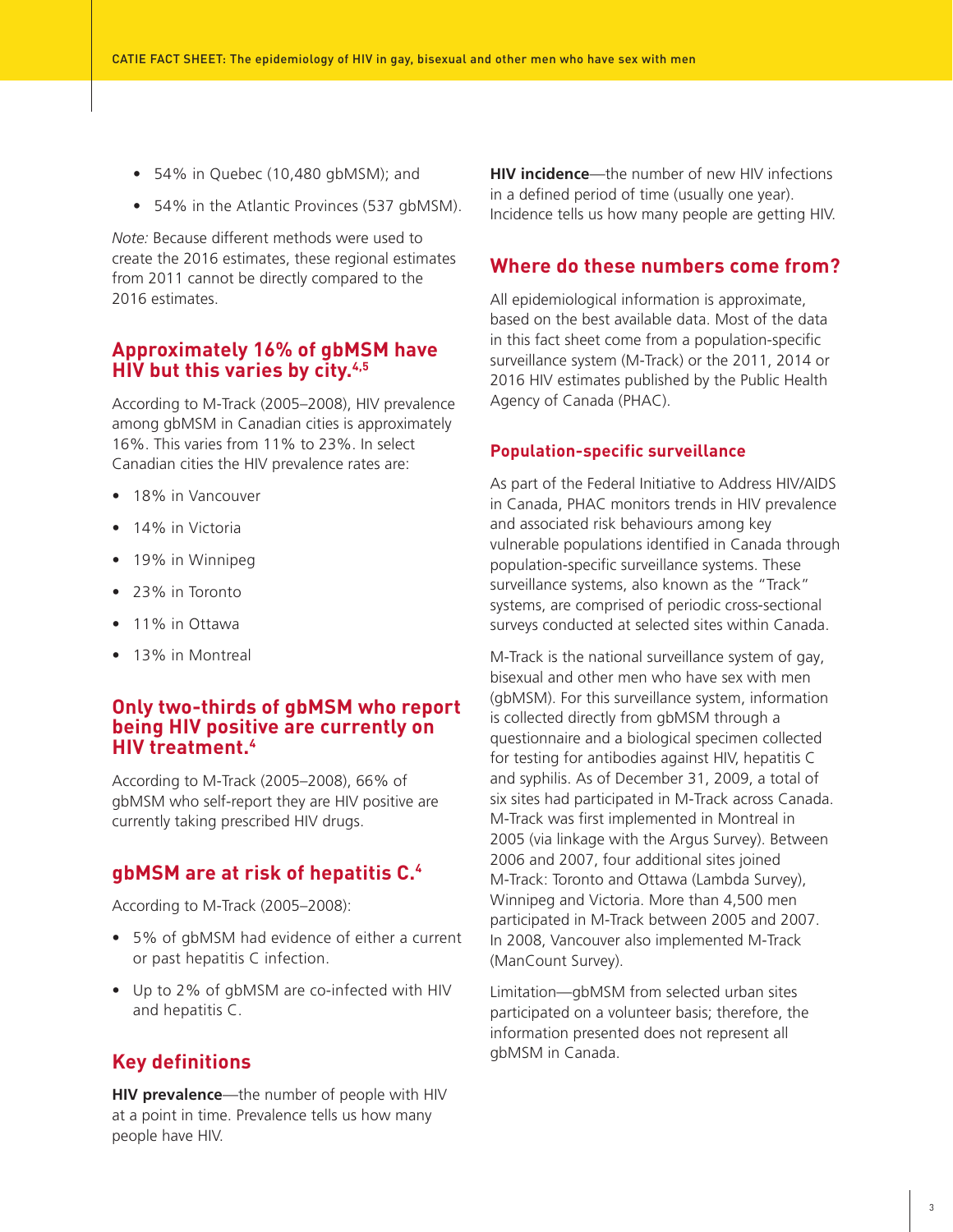- 54% in Quebec (10,480 gbMSM); and
- 54% in the Atlantic Provinces (537 gbMSM).

*Note:* Because different methods were used to create the 2016 estimates, these regional estimates from 2011 cannot be directly compared to the 2016 estimates.

## Approximately 16% of gbMSM have HIV but this varies by city.[4,5]

According to M-Track (2005–2008), HIV prevalence among gbMSM in Canadian cities is approximately 16%. This varies from 11% to 23%. In select Canadian cities the HIV prevalence rates are:

- 18% in Vancouver
- 14% in Victoria
- 19% in Winnipeg
- 23% in Toronto
- 11% in Ottawa
- 13% in Montreal

## Only two-thirds of gbMSM who report being HIV positive are currently on HIV treatment.[4]

According to M-Track (2005–2008), 66% of gbMSM who self-report they are HIV positive are currently taking prescribed HIV drugs.

## gbMSM are at risk of hepatitis C.[4]

According to M-Track (2005–2008):

- 5% of gbMSM had evidence of either a current or past hepatitis C infection.
- Up to 2% of gbMSM are co-infected with HIV and hepatitis C.

## Key definitions

**HIV prevalence**—the number of people with HIV at a point in time. Prevalence tells us how many people have HIV.

**HIV incidence**—the number of new HIV infections in a defined period of time (usually one year). Incidence tells us how many people are getting HIV.

## Where do these numbers come from?

All epidemiological information is approximate, based on the best available data. Most of the data in this fact sheet come from a population-specific surveillance system (M-Track) or the 2011, 2014 or 2016 HIV estimates published by the Public Health Agency of Canada (PHAC).

### Population-specific surveillance

As part of the Federal Initiative to Address HIV/AIDS in Canada, PHAC monitors trends in HIV prevalence and associated risk behaviours among key vulnerable populations identified in Canada through population-specific surveillance systems. These surveillance systems, also known as the "Track" systems, are comprised of periodic cross-sectional surveys conducted at selected sites within Canada.

M-Track is the national surveillance system of gay, bisexual and other men who have sex with men (gbMSM). For this surveillance system, information is collected directly from gbMSM through a questionnaire and a biological specimen collected for testing for antibodies against HIV, hepatitis C and syphilis. As of December 31, 2009, a total of six sites had participated in M-Track across Canada. M-Track was first implemented in Montreal in 2005 (via linkage with the Argus Survey). Between 2006 and 2007, four additional sites joined M-Track: Toronto and Ottawa (Lambda Survey), Winnipeg and Victoria. More than 4,500 men participated in M-Track between 2005 and 2007. In 2008, Vancouver also implemented M-Track (ManCount Survey).

Limitation—gbMSM from selected urban sites participated on a volunteer basis; therefore, the information presented does not represent all gbMSM in Canada.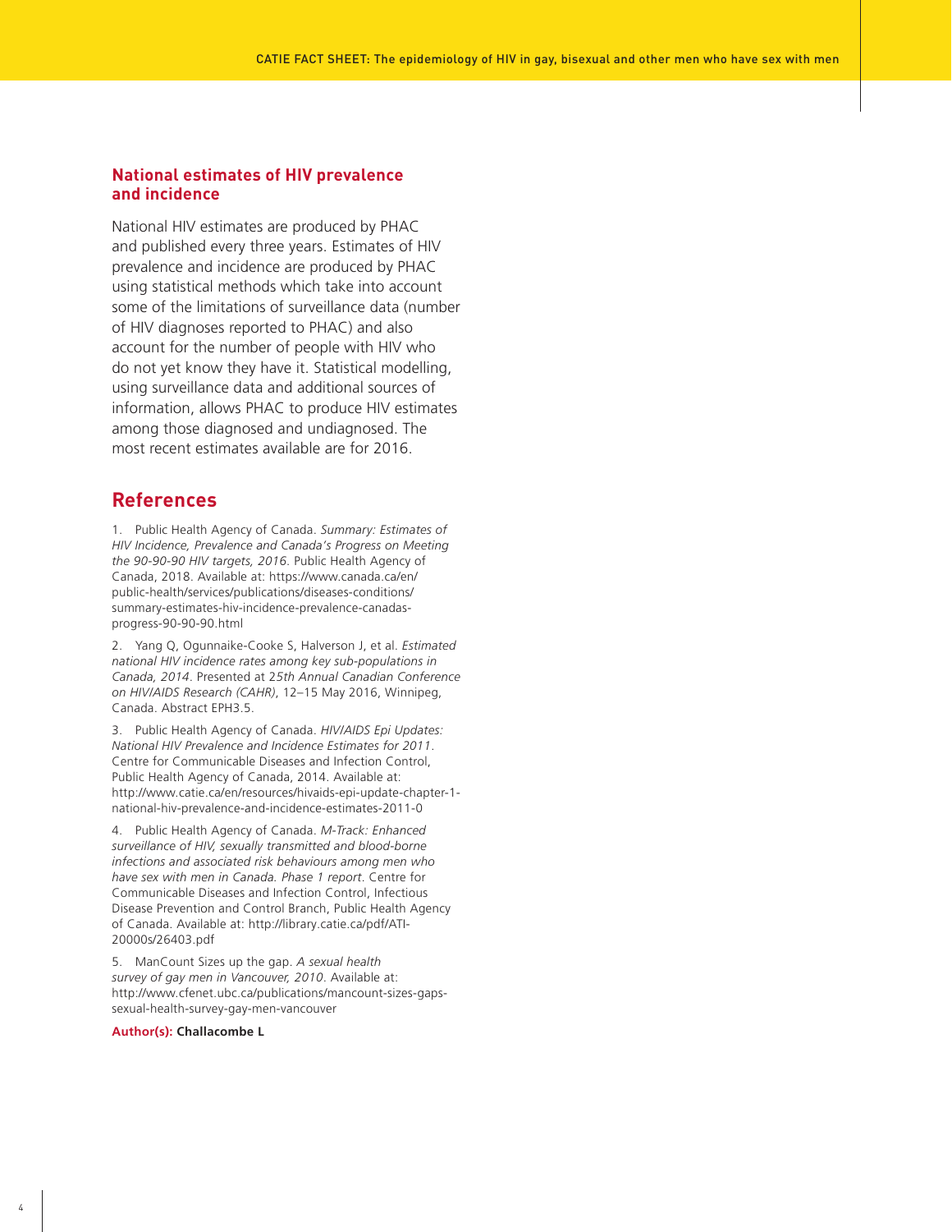## National estimates of HIV prevalence and incidence

National HIV estimates are produced by PHAC and published every three years. Estimates of HIV prevalence and incidence are produced by PHAC using statistical methods which take into account some of the limitations of surveillance data (number of HIV diagnoses reported to PHAC) and also account for the number of people with HIV who do not yet know they have it. Statistical modelling, using surveillance data and additional sources of information, allows PHAC to produce HIV estimates among those diagnosed and undiagnosed. The most recent estimates available are for 2016.

## References

1. Public Health Agency of Canada. *Summary: Estimates of HIV Incidence, Prevalence and Canada's Progress on Meeting the 90-90-90 HIV targets, 2016*. Public Health Agency of Canada, 2018. Available at: https://www.canada.ca/en/public-health/services/publications/diseases-conditions/summary-estimates-hiv-incidence-prevalence-canadas-progress-90-90-90.html

2. Yang Q, Ogunnaike-Cooke S, Halverson J, et al. *Estimated national HIV incidence rates among key sub-populations in Canada, 2014*. Presented at *25th Annual Canadian Conference on HIV/AIDS Research (CAHR)*, 12–15 May 2016, Winnipeg, Canada. Abstract EPH3.5.

3. Public Health Agency of Canada. *HIV/AIDS Epi Updates: National HIV Prevalence and Incidence Estimates for 2011*. Centre for Communicable Diseases and Infection Control, Public Health Agency of Canada, 2014. Available at: http://www.catie.ca/en/resources/hivaids-epi-update-chapter-1-national-hiv-prevalence-and-incidence-estimates-2011-0

4. Public Health Agency of Canada. *M-Track: Enhanced surveillance of HIV, sexually transmitted and blood-borne infections and associated risk behaviours among men who have sex with men in Canada. Phase 1 report*. Centre for Communicable Diseases and Infection Control, Infectious Disease Prevention and Control Branch, Public Health Agency of Canada. Available at: http://library.catie.ca/pdf/ATI-20000s/26403.pdf

5. ManCount Sizes up the gap. *A sexual health survey of gay men in Vancouver, 2010*. Available at: http://www.cfenet.ubc.ca/publications/mancount-sizes-gaps-sexual-health-survey-gay-men-vancouver

**Author(s): Challacombe L**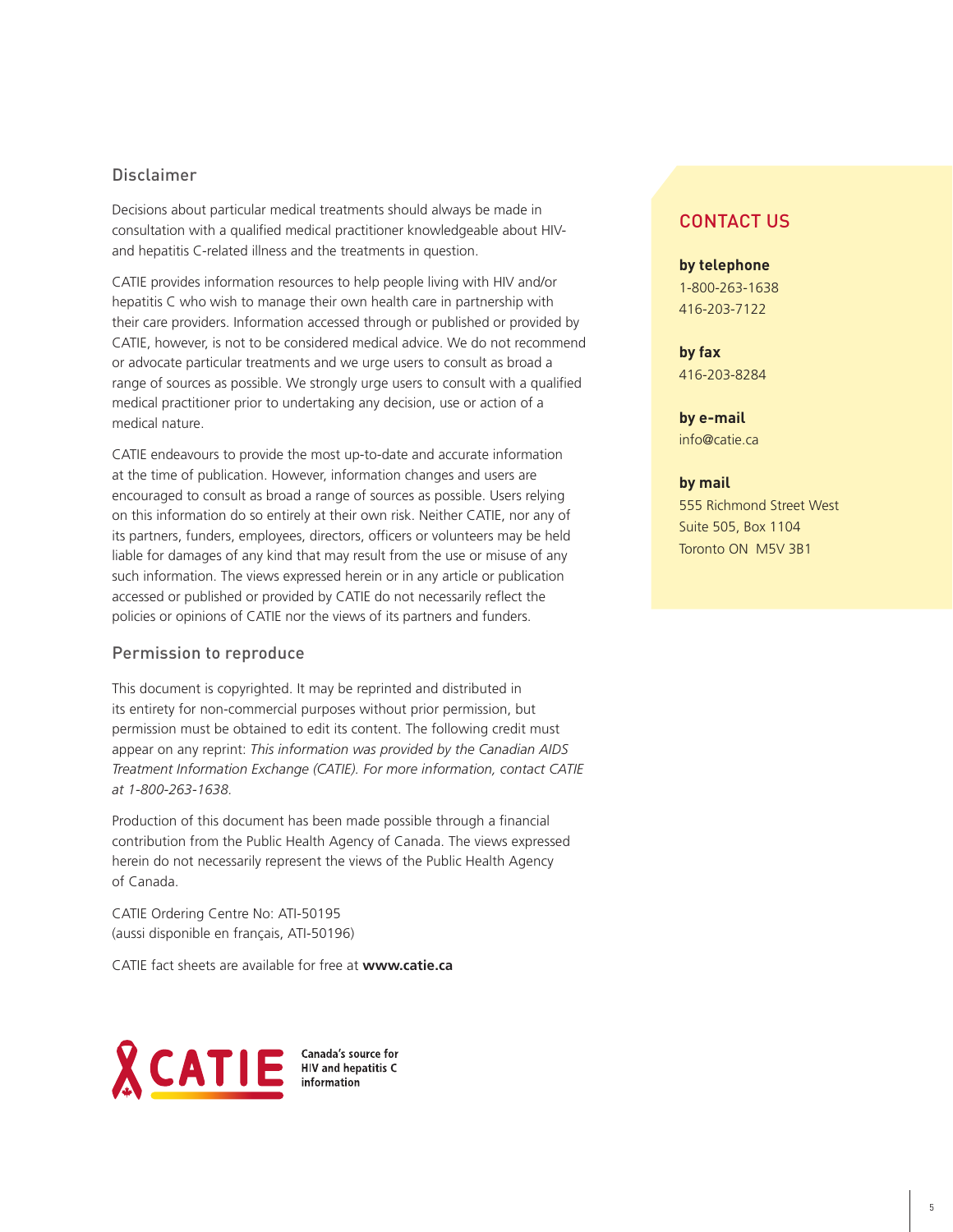## Disclaimer

Decisions about particular medical treatments should always be made in consultation with a qualified medical practitioner knowledgeable about HIV- and hepatitis C-related illness and the treatments in question.

CATIE provides information resources to help people living with HIV and/or hepatitis C who wish to manage their own health care in partnership with their care providers. Information accessed through or published or provided by CATIE, however, is not to be considered medical advice. We do not recommend or advocate particular treatments and we urge users to consult as broad a range of sources as possible. We strongly urge users to consult with a qualified medical practitioner prior to undertaking any decision, use or action of a medical nature.

CATIE endeavours to provide the most up-to-date and accurate information at the time of publication. However, information changes and users are encouraged to consult as broad a range of sources as possible. Users relying on this information do so entirely at their own risk. Neither CATIE, nor any of its partners, funders, employees, directors, officers or volunteers may be held liable for damages of any kind that may result from the use or misuse of any such information. The views expressed herein or in any article or publication accessed or published or provided by CATIE do not necessarily reflect the policies or opinions of CATIE nor the views of its partners and funders.

## Permission to reproduce

This document is copyrighted. It may be reprinted and distributed in its entirety for non-commercial purposes without prior permission, but permission must be obtained to edit its content. The following credit must appear on any reprint: *This information was provided by the Canadian AIDS Treatment Information Exchange (CATIE). For more information, contact CATIE at 1-800-263-1638.*

Production of this document has been made possible through a financial contribution from the Public Health Agency of Canada. The views expressed herein do not necessarily represent the views of the Public Health Agency of Canada.

CATIE Ordering Centre No: ATI-50195
(aussi disponible en français, ATI-50196)

CATIE fact sheets are available for free at **www.catie.ca**

CATIE Canada's source for HIV and hepatitis C information

## CONTACT US

**by telephone**
1-800-263-1638
416-203-7122

**by fax**
416-203-8284

**by e-mail**
info@catie.ca

**by mail**
555 Richmond Street West
Suite 505, Box 1104
Toronto ON M5V 3B1